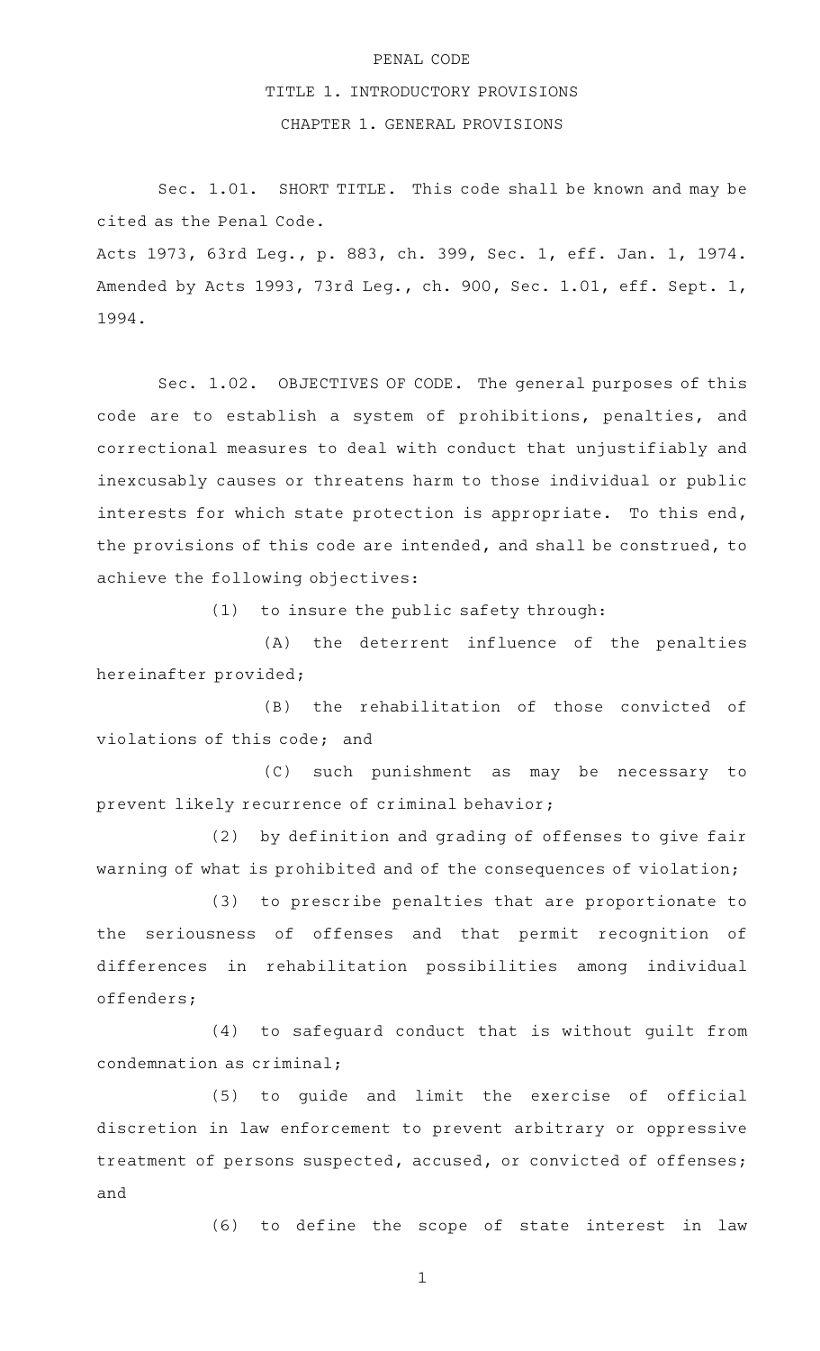# PENAL CODE

## TITLE 1. INTRODUCTORY PROVISIONS

### CHAPTER 1. GENERAL PROVISIONS

Sec. 1.01. SHORT TITLE. This code shall be known and may be cited as the Penal Code.

Acts 1973, 63rd Leg., p. 883, ch. 399, Sec. 1, eff. Jan. 1, 1974. Amended by Acts 1993, 73rd Leg., ch. 900, Sec. 1.01, eff. Sept. 1, 1994.

Sec. 1.02. OBJECTIVES OF CODE. The general purposes of this code are to establish a system of prohibitions, penalties, and correctional measures to deal with conduct that unjustifiably and inexcusably causes or threatens harm to those individual or public interests for which state protection is appropriate. To this end, the provisions of this code are intended, and shall be construed, to achieve the following objectives:

(1) to insure the public safety through:

(A) the deterrent influence of the penalties hereinafter provided;

(B) the rehabilitation of those convicted of violations of this code; and

(C) such punishment as may be necessary to prevent likely recurrence of criminal behavior;

(2) by definition and grading of offenses to give fair warning of what is prohibited and of the consequences of violation;

(3) to prescribe penalties that are proportionate to the seriousness of offenses and that permit recognition of differences in rehabilitation possibilities among individual offenders;

(4) to safeguard conduct that is without guilt from condemnation as criminal;

(5) to guide and limit the exercise of official discretion in law enforcement to prevent arbitrary or oppressive treatment of persons suspected, accused, or convicted of offenses; and

(6) to define the scope of state interest in law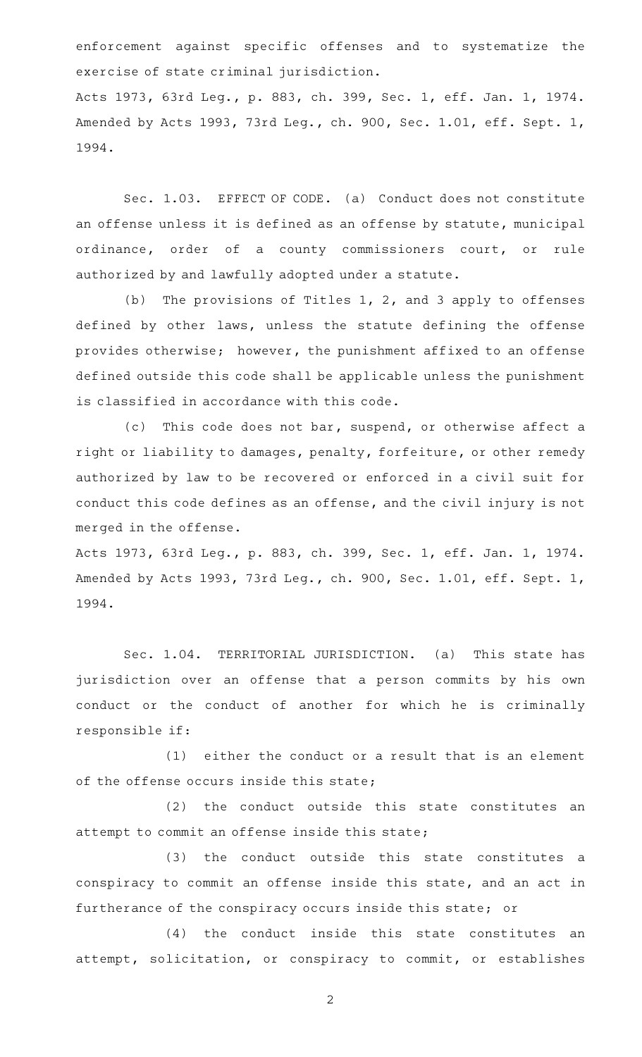enforcement against specific offenses and to systematize the exercise of state criminal jurisdiction.

Acts 1973, 63rd Leg., p. 883, ch. 399, Sec. 1, eff. Jan. 1, 1974. Amended by Acts 1993, 73rd Leg., ch. 900, Sec. 1.01, eff. Sept. 1, 1994.

Sec. 1.03. EFFECT OF CODE. (a) Conduct does not constitute an offense unless it is defined as an offense by statute, municipal ordinance, order of a county commissioners court, or rule authorized by and lawfully adopted under a statute.

(b) The provisions of Titles 1, 2, and 3 apply to offenses defined by other laws, unless the statute defining the offense provides otherwise; however, the punishment affixed to an offense defined outside this code shall be applicable unless the punishment is classified in accordance with this code.

(c) This code does not bar, suspend, or otherwise affect a right or liability to damages, penalty, forfeiture, or other remedy authorized by law to be recovered or enforced in a civil suit for conduct this code defines as an offense, and the civil injury is not merged in the offense.

Acts 1973, 63rd Leg., p. 883, ch. 399, Sec. 1, eff. Jan. 1, 1974. Amended by Acts 1993, 73rd Leg., ch. 900, Sec. 1.01, eff. Sept. 1, 1994.

Sec. 1.04. TERRITORIAL JURISDICTION. (a) This state has jurisdiction over an offense that a person commits by his own conduct or the conduct of another for which he is criminally responsible if:

(1) either the conduct or a result that is an element of the offense occurs inside this state;

(2) the conduct outside this state constitutes an attempt to commit an offense inside this state;

(3) the conduct outside this state constitutes a conspiracy to commit an offense inside this state, and an act in furtherance of the conspiracy occurs inside this state; or

(4) the conduct inside this state constitutes an attempt, solicitation, or conspiracy to commit, or establishes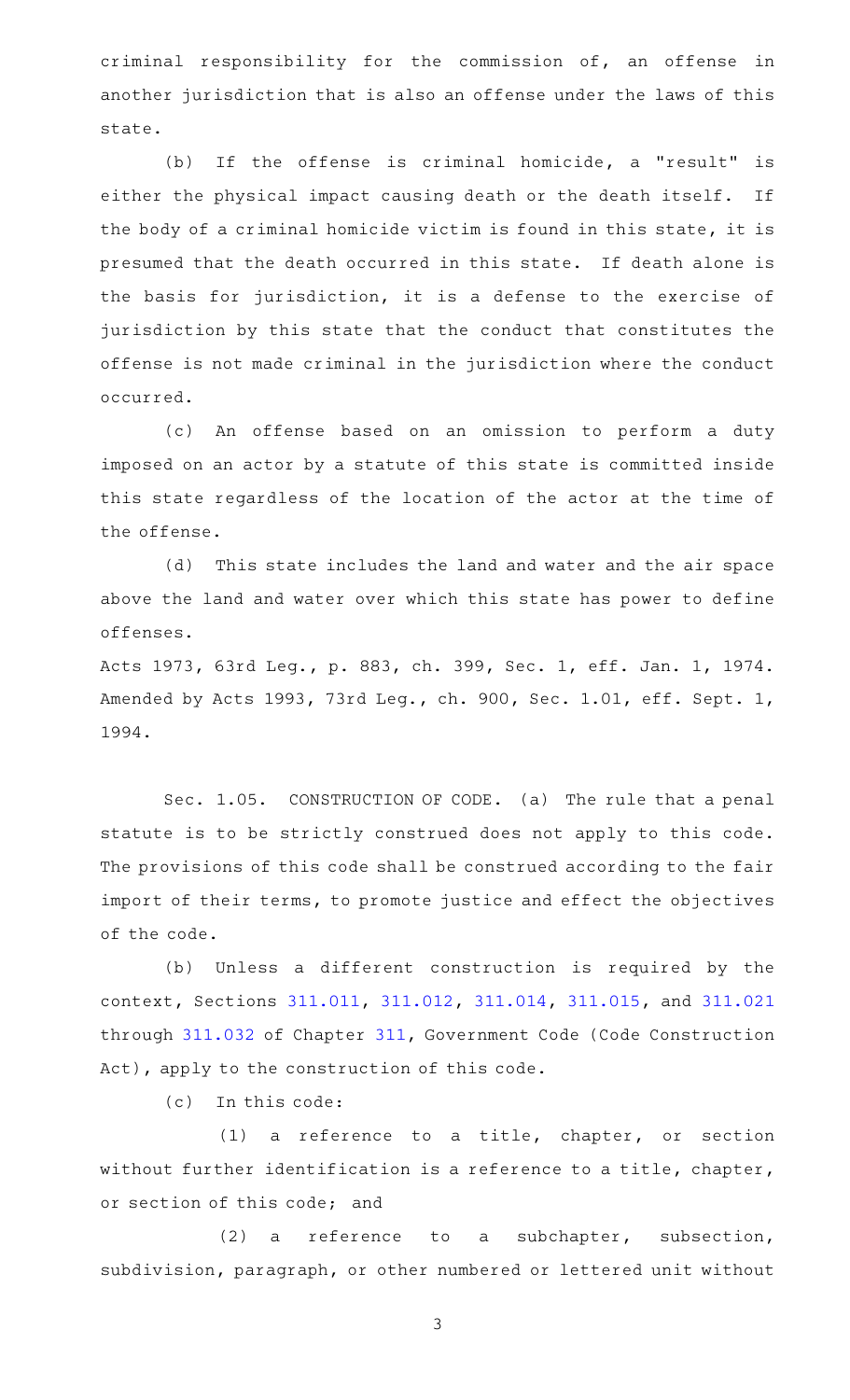criminal responsibility for the commission of, an offense in another jurisdiction that is also an offense under the laws of this state.

(b) If the offense is criminal homicide, a "result" is either the physical impact causing death or the death itself. If the body of a criminal homicide victim is found in this state, it is presumed that the death occurred in this state. If death alone is the basis for jurisdiction, it is a defense to the exercise of jurisdiction by this state that the conduct that constitutes the offense is not made criminal in the jurisdiction where the conduct occurred.

(c) An offense based on an omission to perform a duty imposed on an actor by a statute of this state is committed inside this state regardless of the location of the actor at the time of the offense.

(d) This state includes the land and water and the air space above the land and water over which this state has power to define offenses.

Acts 1973, 63rd Leg., p. 883, ch. 399, Sec. 1, eff. Jan. 1, 1974. Amended by Acts 1993, 73rd Leg., ch. 900, Sec. 1.01, eff. Sept. 1, 1994.

Sec. 1.05. CONSTRUCTION OF CODE. (a) The rule that a penal statute is to be strictly construed does not apply to this code. The provisions of this code shall be construed according to the fair import of their terms, to promote justice and effect the objectives of the code.

(b) Unless a different construction is required by the context, Sections 311.011, 311.012, 311.014, 311.015, and 311.021 through 311.032 of Chapter 311, Government Code (Code Construction Act), apply to the construction of this code.

(c) In this code:

(1) a reference to a title, chapter, or section without further identification is a reference to a title, chapter, or section of this code; and

(2) a reference to a subchapter, subsection, subdivision, paragraph, or other numbered or lettered unit without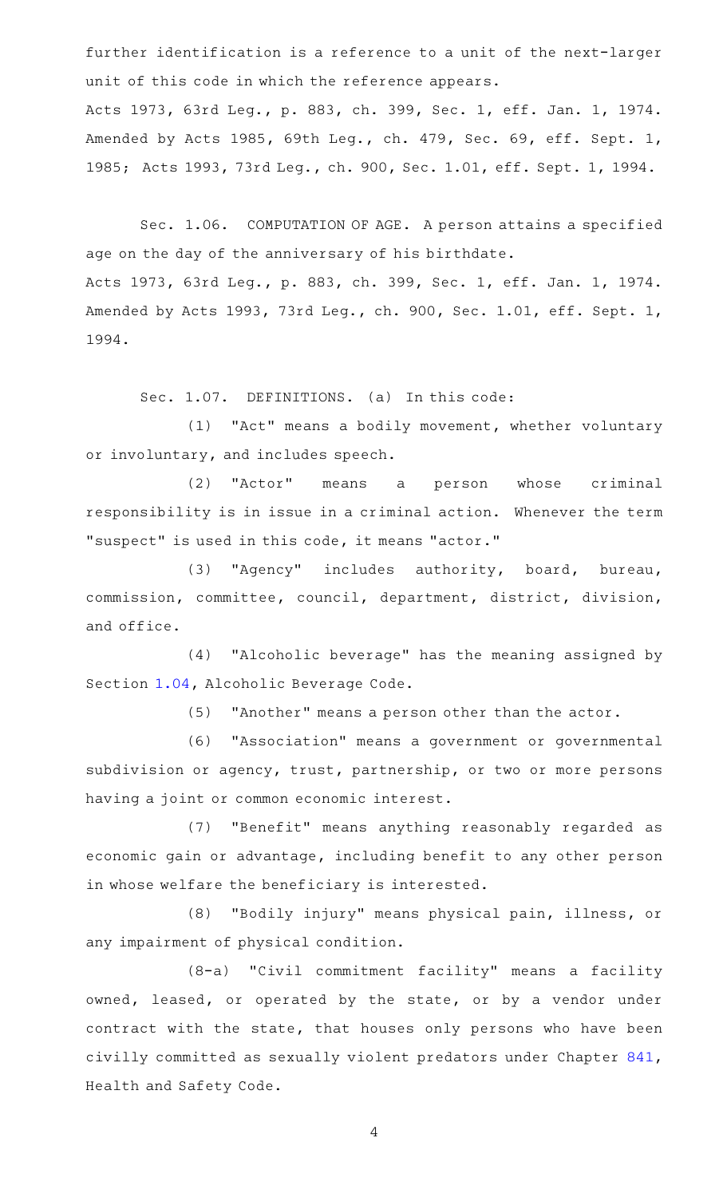further identification is a reference to a unit of the next-larger unit of this code in which the reference appears.

Acts 1973, 63rd Leg., p. 883, ch. 399, Sec. 1, eff. Jan. 1, 1974. Amended by Acts 1985, 69th Leg., ch. 479, Sec. 69, eff. Sept. 1, 1985; Acts 1993, 73rd Leg., ch. 900, Sec. 1.01, eff. Sept. 1, 1994.

Sec. 1.06. COMPUTATION OF AGE. A person attains a specified age on the day of the anniversary of his birthdate.

Acts 1973, 63rd Leg., p. 883, ch. 399, Sec. 1, eff. Jan. 1, 1974. Amended by Acts 1993, 73rd Leg., ch. 900, Sec. 1.01, eff. Sept. 1, 1994.

Sec. 1.07. DEFINITIONS. (a) In this code:

(1) "Act" means a bodily movement, whether voluntary or involuntary, and includes speech.

(2) "Actor" means a person whose criminal responsibility is in issue in a criminal action. Whenever the term "suspect" is used in this code, it means "actor."

(3) "Agency" includes authority, board, bureau, commission, committee, council, department, district, division, and office.

(4) "Alcoholic beverage" has the meaning assigned by Section 1.04, Alcoholic Beverage Code.

(5) "Another" means a person other than the actor.

(6) "Association" means a government or governmental subdivision or agency, trust, partnership, or two or more persons having a joint or common economic interest.

(7) "Benefit" means anything reasonably regarded as economic gain or advantage, including benefit to any other person in whose welfare the beneficiary is interested.

(8) "Bodily injury" means physical pain, illness, or any impairment of physical condition.

(8-a) "Civil commitment facility" means a facility owned, leased, or operated by the state, or by a vendor under contract with the state, that houses only persons who have been civilly committed as sexually violent predators under Chapter 841, Health and Safety Code.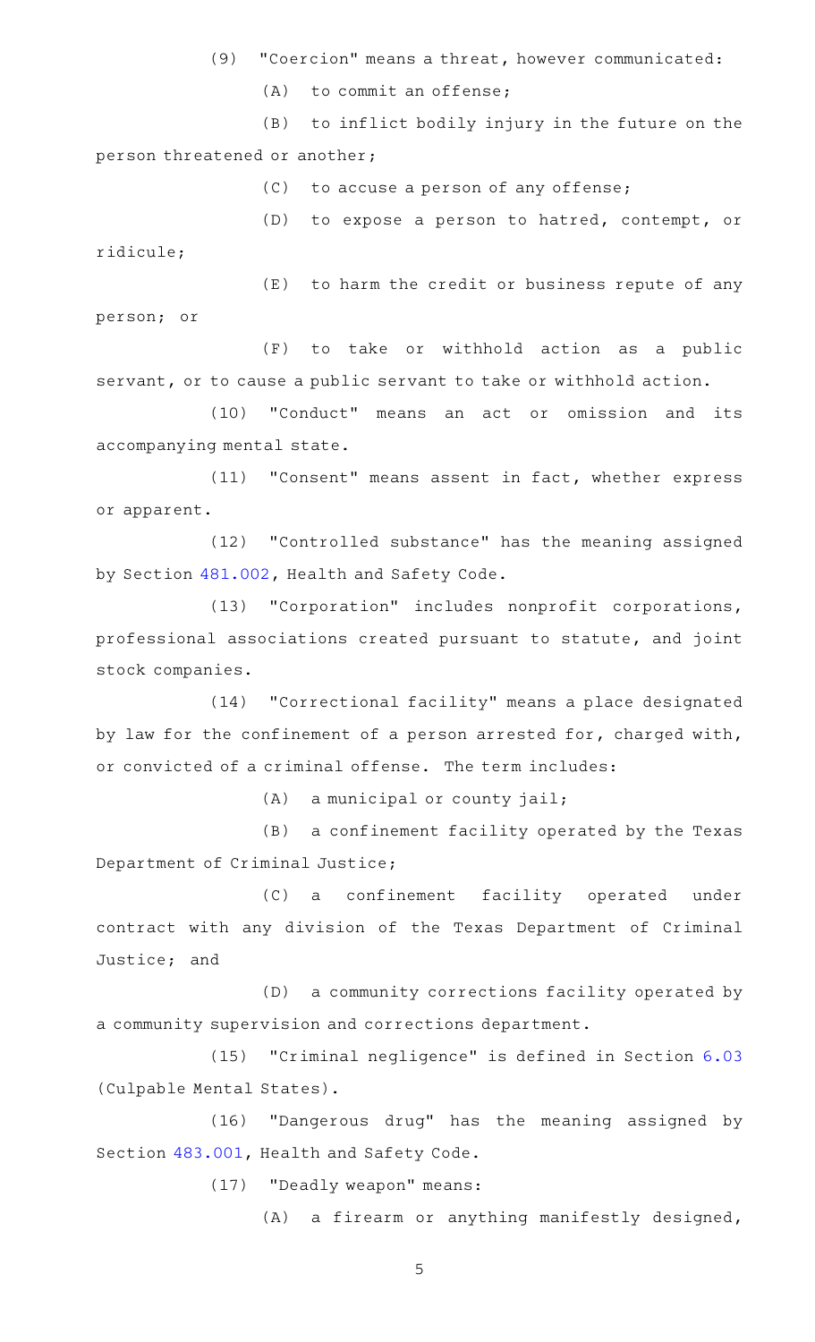(9) "Coercion" means a threat, however communicated:

(A) to commit an offense;

(B) to inflict bodily injury in the future on the person threatened or another;

(C) to accuse a person of any offense;

(D) to expose a person to hatred, contempt, or ridicule;

(E) to harm the credit or business repute of any person; or

(F) to take or withhold action as a public servant, or to cause a public servant to take or withhold action.

(10) "Conduct" means an act or omission and its accompanying mental state.

(11) "Consent" means assent in fact, whether express or apparent.

(12) "Controlled substance" has the meaning assigned by Section 481.002, Health and Safety Code.

(13) "Corporation" includes nonprofit corporations, professional associations created pursuant to statute, and joint stock companies.

(14) "Correctional facility" means a place designated by law for the confinement of a person arrested for, charged with, or convicted of a criminal offense. The term includes:

(A) a municipal or county jail;

(B) a confinement facility operated by the Texas Department of Criminal Justice;

(C) a confinement facility operated under contract with any division of the Texas Department of Criminal Justice; and

(D) a community corrections facility operated by a community supervision and corrections department.

(15) "Criminal negligence" is defined in Section 6.03 (Culpable Mental States).

(16) "Dangerous drug" has the meaning assigned by Section 483.001, Health and Safety Code.

(17) "Deadly weapon" means:

(A) a firearm or anything manifestly designed,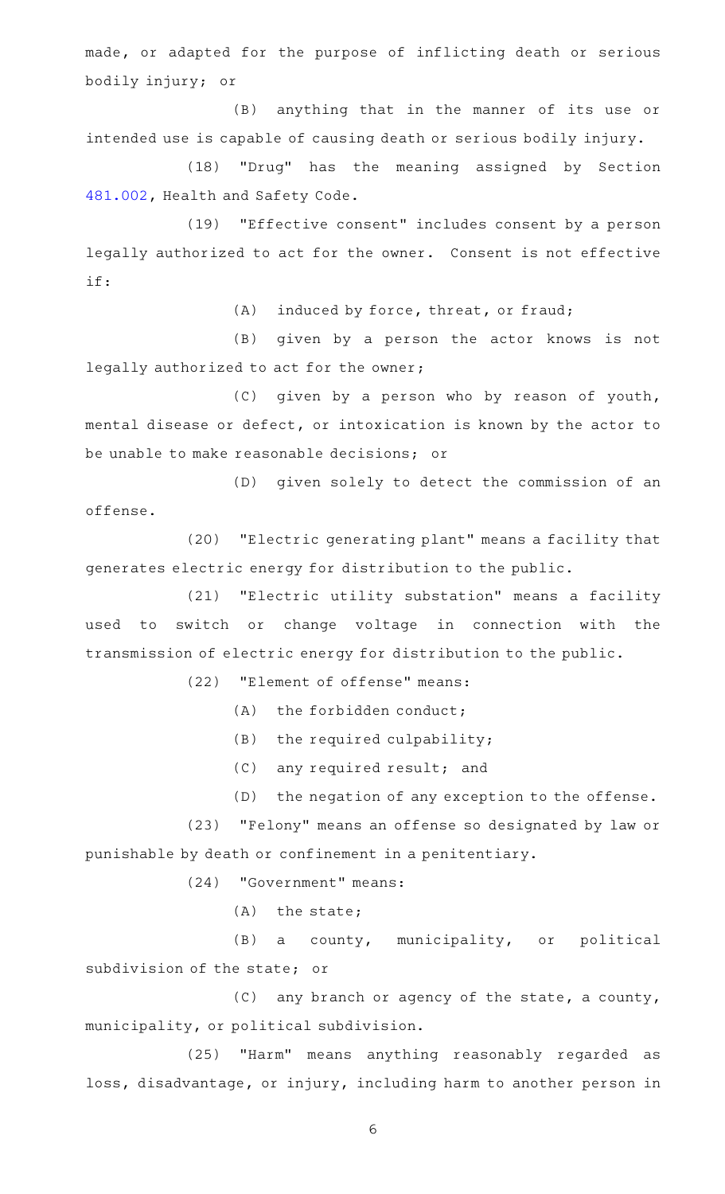made, or adapted for the purpose of inflicting death or serious bodily injury; or

(B) anything that in the manner of its use or intended use is capable of causing death or serious bodily injury.

(18) "Drug" has the meaning assigned by Section 481.002, Health and Safety Code.

(19) "Effective consent" includes consent by a person legally authorized to act for the owner. Consent is not effective if:

(A) induced by force, threat, or fraud;

(B) given by a person the actor knows is not legally authorized to act for the owner;

(C) given by a person who by reason of youth, mental disease or defect, or intoxication is known by the actor to be unable to make reasonable decisions; or

(D) given solely to detect the commission of an offense.

(20) "Electric generating plant" means a facility that generates electric energy for distribution to the public.

(21) "Electric utility substation" means a facility used to switch or change voltage in connection with the transmission of electric energy for distribution to the public.

(22) "Element of offense" means:

(A) the forbidden conduct;

(B) the required culpability;

(C) any required result; and

(D) the negation of any exception to the offense.

(23) "Felony" means an offense so designated by law or punishable by death or confinement in a penitentiary.

(24) "Government" means:

(A) the state;

(B) a county, municipality, or political subdivision of the state; or

(C) any branch or agency of the state, a county, municipality, or political subdivision.

(25) "Harm" means anything reasonably regarded as loss, disadvantage, or injury, including harm to another person in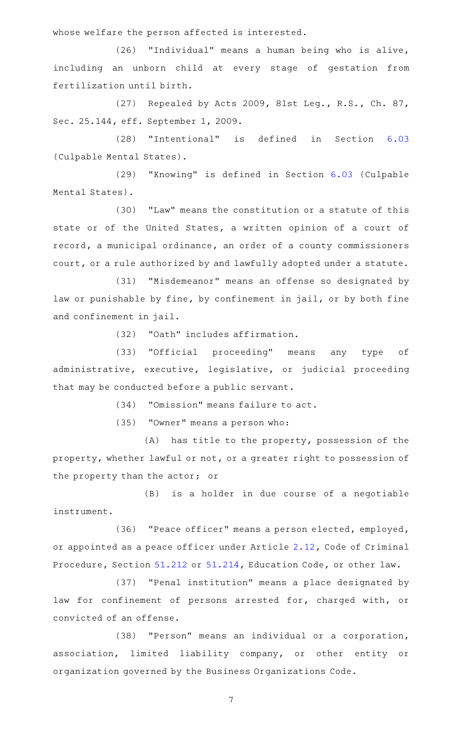whose welfare the person affected is interested.

(26) "Individual" means a human being who is alive, including an unborn child at every stage of gestation from fertilization until birth.

(27) Repealed by Acts 2009, 81st Leg., R.S., Ch. 87, Sec. 25.144, eff. September 1, 2009.

(28) "Intentional" is defined in Section 6.03 (Culpable Mental States).

(29) "Knowing" is defined in Section 6.03 (Culpable Mental States).

(30) "Law" means the constitution or a statute of this state or of the United States, a written opinion of a court of record, a municipal ordinance, an order of a county commissioners court, or a rule authorized by and lawfully adopted under a statute.

(31) "Misdemeanor" means an offense so designated by law or punishable by fine, by confinement in jail, or by both fine and confinement in jail.

(32) "Oath" includes affirmation.

(33) "Official proceeding" means any type of administrative, executive, legislative, or judicial proceeding that may be conducted before a public servant.

(34) "Omission" means failure to act.

(35) "Owner" means a person who:

(A) has title to the property, possession of the property, whether lawful or not, or a greater right to possession of the property than the actor; or

(B) is a holder in due course of a negotiable instrument.

(36) "Peace officer" means a person elected, employed, or appointed as a peace officer under Article 2.12, Code of Criminal Procedure, Section 51.212 or 51.214, Education Code, or other law.

(37) "Penal institution" means a place designated by law for confinement of persons arrested for, charged with, or convicted of an offense.

(38) "Person" means an individual or a corporation, association, limited liability company, or other entity or organization governed by the Business Organizations Code.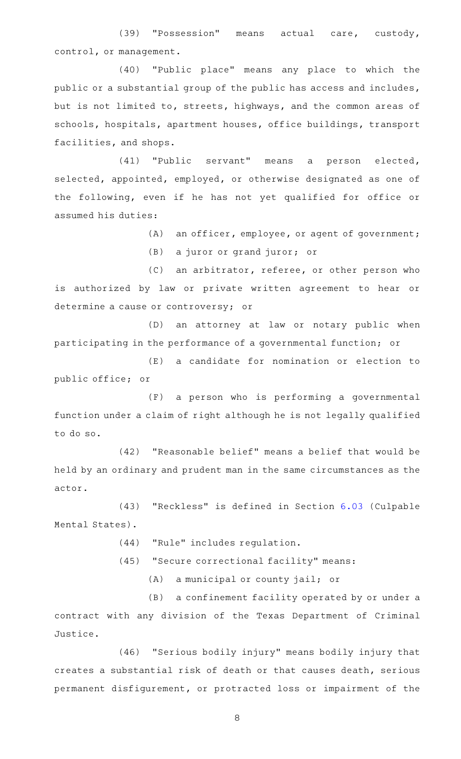(39) "Possession" means actual care, custody, control, or management.

(40) "Public place" means any place to which the public or a substantial group of the public has access and includes, but is not limited to, streets, highways, and the common areas of schools, hospitals, apartment houses, office buildings, transport facilities, and shops.

(41) "Public servant" means a person elected, selected, appointed, employed, or otherwise designated as one of the following, even if he has not yet qualified for office or assumed his duties:

(A) an officer, employee, or agent of government;

(B) a juror or grand juror; or

(C) an arbitrator, referee, or other person who is authorized by law or private written agreement to hear or determine a cause or controversy; or

(D) an attorney at law or notary public when participating in the performance of a governmental function; or

(E) a candidate for nomination or election to public office; or

(F) a person who is performing a governmental function under a claim of right although he is not legally qualified to do so.

(42) "Reasonable belief" means a belief that would be held by an ordinary and prudent man in the same circumstances as the actor.

(43) "Reckless" is defined in Section 6.03 (Culpable Mental States).

(44) "Rule" includes regulation.

(45) "Secure correctional facility" means:

(A) a municipal or county jail; or

(B) a confinement facility operated by or under a contract with any division of the Texas Department of Criminal Justice.

(46) "Serious bodily injury" means bodily injury that creates a substantial risk of death or that causes death, serious permanent disfigurement, or protracted loss or impairment of the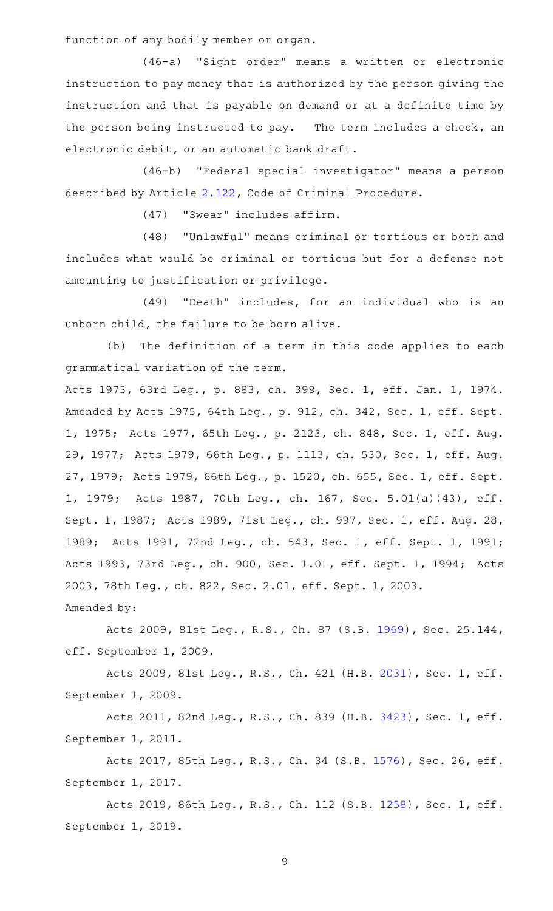function of any bodily member or organ.

(46-a) "Sight order" means a written or electronic instruction to pay money that is authorized by the person giving the instruction and that is payable on demand or at a definite time by the person being instructed to pay. The term includes a check, an electronic debit, or an automatic bank draft.

(46-b) "Federal special investigator" means a person described by Article 2.122, Code of Criminal Procedure.

(47) "Swear" includes affirm.

(48) "Unlawful" means criminal or tortious or both and includes what would be criminal or tortious but for a defense not amounting to justification or privilege.

(49) "Death" includes, for an individual who is an unborn child, the failure to be born alive.

(b) The definition of a term in this code applies to each grammatical variation of the term.

Acts 1973, 63rd Leg., p. 883, ch. 399, Sec. 1, eff. Jan. 1, 1974. Amended by Acts 1975, 64th Leg., p. 912, ch. 342, Sec. 1, eff. Sept. 1, 1975; Acts 1977, 65th Leg., p. 2123, ch. 848, Sec. 1, eff. Aug. 29, 1977; Acts 1979, 66th Leg., p. 1113, ch. 530, Sec. 1, eff. Aug. 27, 1979; Acts 1979, 66th Leg., p. 1520, ch. 655, Sec. 1, eff. Sept. 1, 1979; Acts 1987, 70th Leg., ch. 167, Sec. 5.01(a)(43), eff. Sept. 1, 1987; Acts 1989, 71st Leg., ch. 997, Sec. 1, eff. Aug. 28, 1989; Acts 1991, 72nd Leg., ch. 543, Sec. 1, eff. Sept. 1, 1991; Acts 1993, 73rd Leg., ch. 900, Sec. 1.01, eff. Sept. 1, 1994; Acts 2003, 78th Leg., ch. 822, Sec. 2.01, eff. Sept. 1, 2003.

Amended by:

Acts 2009, 81st Leg., R.S., Ch. 87 (S.B. 1969), Sec. 25.144, eff. September 1, 2009.

Acts 2009, 81st Leg., R.S., Ch. 421 (H.B. 2031), Sec. 1, eff. September 1, 2009.

Acts 2011, 82nd Leg., R.S., Ch. 839 (H.B. 3423), Sec. 1, eff. September 1, 2011.

Acts 2017, 85th Leg., R.S., Ch. 34 (S.B. 1576), Sec. 26, eff. September 1, 2017.

Acts 2019, 86th Leg., R.S., Ch. 112 (S.B. 1258), Sec. 1, eff. September 1, 2019.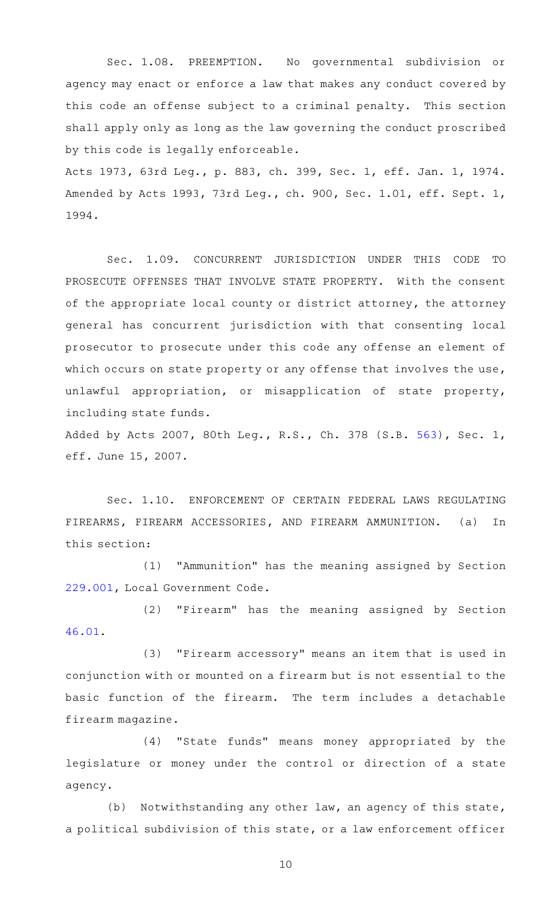Sec. 1.08. PREEMPTION. No governmental subdivision or agency may enact or enforce a law that makes any conduct covered by this code an offense subject to a criminal penalty. This section shall apply only as long as the law governing the conduct proscribed by this code is legally enforceable.

Acts 1973, 63rd Leg., p. 883, ch. 399, Sec. 1, eff. Jan. 1, 1974. Amended by Acts 1993, 73rd Leg., ch. 900, Sec. 1.01, eff. Sept. 1, 1994.

Sec. 1.09. CONCURRENT JURISDICTION UNDER THIS CODE TO PROSECUTE OFFENSES THAT INVOLVE STATE PROPERTY. With the consent of the appropriate local county or district attorney, the attorney general has concurrent jurisdiction with that consenting local prosecutor to prosecute under this code any offense an element of which occurs on state property or any offense that involves the use, unlawful appropriation, or misapplication of state property, including state funds.

Added by Acts 2007, 80th Leg., R.S., Ch. 378 (S.B. 563), Sec. 1, eff. June 15, 2007.

Sec. 1.10. ENFORCEMENT OF CERTAIN FEDERAL LAWS REGULATING FIREARMS, FIREARM ACCESSORIES, AND FIREARM AMMUNITION. (a) In this section:

(1) "Ammunition" has the meaning assigned by Section 229.001, Local Government Code.

(2) "Firearm" has the meaning assigned by Section 46.01.

(3) "Firearm accessory" means an item that is used in conjunction with or mounted on a firearm but is not essential to the basic function of the firearm. The term includes a detachable firearm magazine.

(4) "State funds" means money appropriated by the legislature or money under the control or direction of a state agency.

(b) Notwithstanding any other law, an agency of this state, a political subdivision of this state, or a law enforcement officer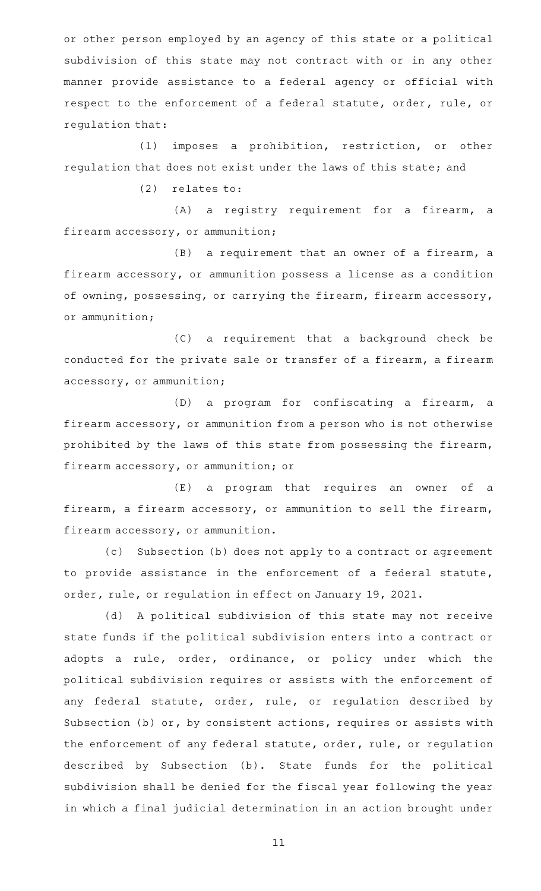or other person employed by an agency of this state or a political subdivision of this state may not contract with or in any other manner provide assistance to a federal agency or official with respect to the enforcement of a federal statute, order, rule, or regulation that:

(1) imposes a prohibition, restriction, or other regulation that does not exist under the laws of this state; and

(2) relates to:

(A) a registry requirement for a firearm, a firearm accessory, or ammunition;

(B) a requirement that an owner of a firearm, a firearm accessory, or ammunition possess a license as a condition of owning, possessing, or carrying the firearm, firearm accessory, or ammunition;

(C) a requirement that a background check be conducted for the private sale or transfer of a firearm, a firearm accessory, or ammunition;

(D) a program for confiscating a firearm, a firearm accessory, or ammunition from a person who is not otherwise prohibited by the laws of this state from possessing the firearm, firearm accessory, or ammunition; or

(E) a program that requires an owner of a firearm, a firearm accessory, or ammunition to sell the firearm, firearm accessory, or ammunition.

(c) Subsection (b) does not apply to a contract or agreement to provide assistance in the enforcement of a federal statute, order, rule, or regulation in effect on January 19, 2021.

(d) A political subdivision of this state may not receive state funds if the political subdivision enters into a contract or adopts a rule, order, ordinance, or policy under which the political subdivision requires or assists with the enforcement of any federal statute, order, rule, or regulation described by Subsection (b) or, by consistent actions, requires or assists with the enforcement of any federal statute, order, rule, or regulation described by Subsection (b). State funds for the political subdivision shall be denied for the fiscal year following the year in which a final judicial determination in an action brought under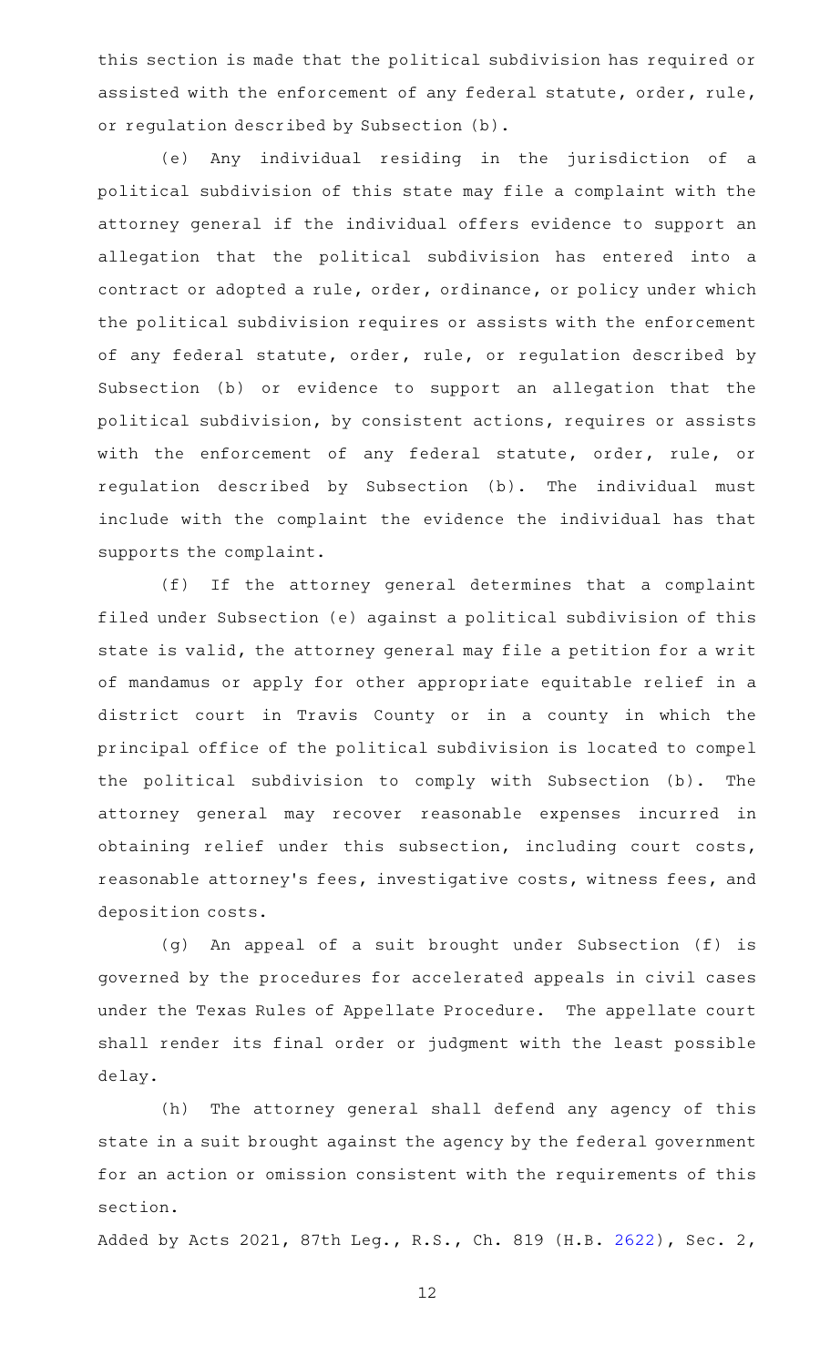this section is made that the political subdivision has required or assisted with the enforcement of any federal statute, order, rule, or regulation described by Subsection (b).

(e) Any individual residing in the jurisdiction of a political subdivision of this state may file a complaint with the attorney general if the individual offers evidence to support an allegation that the political subdivision has entered into a contract or adopted a rule, order, ordinance, or policy under which the political subdivision requires or assists with the enforcement of any federal statute, order, rule, or regulation described by Subsection (b) or evidence to support an allegation that the political subdivision, by consistent actions, requires or assists with the enforcement of any federal statute, order, rule, or regulation described by Subsection (b). The individual must include with the complaint the evidence the individual has that supports the complaint.

(f) If the attorney general determines that a complaint filed under Subsection (e) against a political subdivision of this state is valid, the attorney general may file a petition for a writ of mandamus or apply for other appropriate equitable relief in a district court in Travis County or in a county in which the principal office of the political subdivision is located to compel the political subdivision to comply with Subsection (b). The attorney general may recover reasonable expenses incurred in obtaining relief under this subsection, including court costs, reasonable attorney's fees, investigative costs, witness fees, and deposition costs.

(g) An appeal of a suit brought under Subsection (f) is governed by the procedures for accelerated appeals in civil cases under the Texas Rules of Appellate Procedure. The appellate court shall render its final order or judgment with the least possible delay.

(h) The attorney general shall defend any agency of this state in a suit brought against the agency by the federal government for an action or omission consistent with the requirements of this section.

Added by Acts 2021, 87th Leg., R.S., Ch. 819 (H.B. 2622), Sec. 2,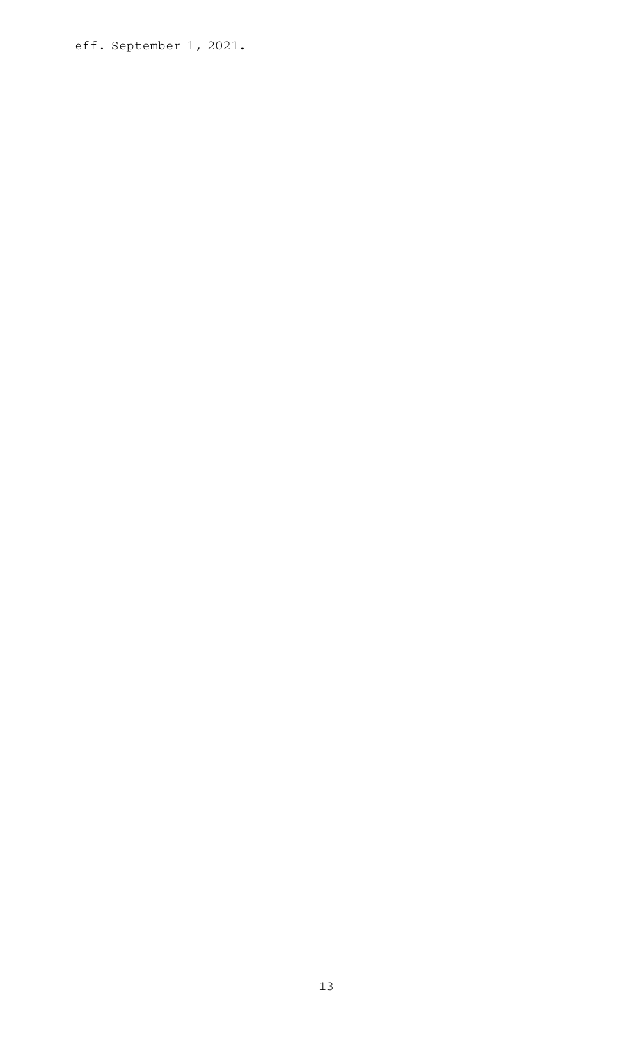eff. September 1, 2021.